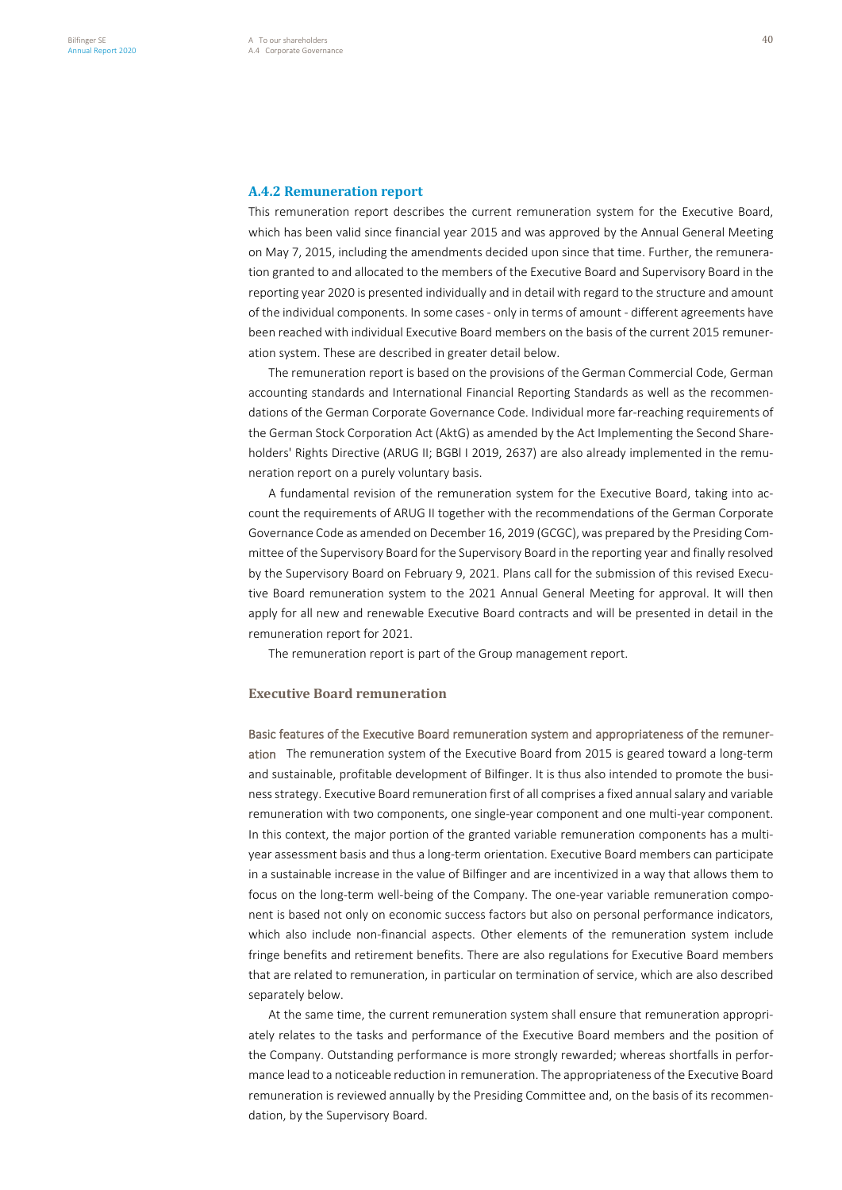### A.4.2 Remuneration report

This remuneration report describes the current remuneration system for the Executive Board, which has been valid since financial year 2015 and was approved by the Annual General Meeting on May 7, 2015, including the amendments decided upon since that time. Further, the remuneration granted to and allocated to the members of the Executive Board and Supervisory Board in the reporting year 2020 is presented individually and in detail with regard to the structure and amount of the individual components. In some cases - only in terms of amount - different agreements have been reached with individual Executive Board members on the basis of the current 2015 remuneration system. These are described in greater detail below.

The remuneration report is based on the provisions of the German Commercial Code, German accounting standards and International Financial Reporting Standards as well as the recommendations of the German Corporate Governance Code. Individual more far-reaching requirements of the German Stock Corporation Act (AktG) as amended by the Act Implementing the Second Shareholders' Rights Directive (ARUG II; BGBl I 2019, 2637) are also already implemented in the remuneration report on a purely voluntary basis.

A fundamental revision of the remuneration system for the Executive Board, taking into account the requirements of ARUG II together with the recommendations of the German Corporate Governance Code as amended on December 16, 2019 (GCGC), was prepared by the Presiding Committee of the Supervisory Board for the Supervisory Board in the reporting year and finally resolved by the Supervisory Board on February 9, 2021. Plans call for the submission of this revised Executive Board remuneration system to the 2021 Annual General Meeting for approval. It will then apply for all new and renewable Executive Board contracts and will be presented in detail in the remuneration report for 2021.

The remuneration report is part of the Group management report.

#### Executive Board remuneration

**Basic features of the Executive Board remuneration system and appropriateness of the remuneration** The remuneration system of the Executive Board from 2015 is geared toward a long-term and sustainable, profitable development of Bilfinger. It is thus also intended to promote the business strategy. Executive Board remuneration first of all comprises a fixed annual salary and variable remuneration with two components, one single-year component and one multi-year component. In this context, the major portion of the granted variable remuneration components has a multi-year assessment basis and thus a long-term orientation. Executive Board members can participate in a sustainable increase in the value of Bilfinger and are incentivized in a way that allows them to focus on the long-term well-being of the Company. The one-year variable remuneration component is based not only on economic success factors but also on personal performance indicators, which also include non-financial aspects. Other elements of the remuneration system include fringe benefits and retirement benefits. There are also regulations for Executive Board members that are related to remuneration, in particular on termination of service, which are also described separately below.

At the same time, the current remuneration system shall ensure that remuneration appropriately relates to the tasks and performance of the Executive Board members and the position of the Company. Outstanding performance is more strongly rewarded; whereas shortfalls in performance lead to a noticeable reduction in remuneration. The appropriateness of the Executive Board remuneration is reviewed annually by the Presiding Committee and, on the basis of its recommendation, by the Supervisory Board.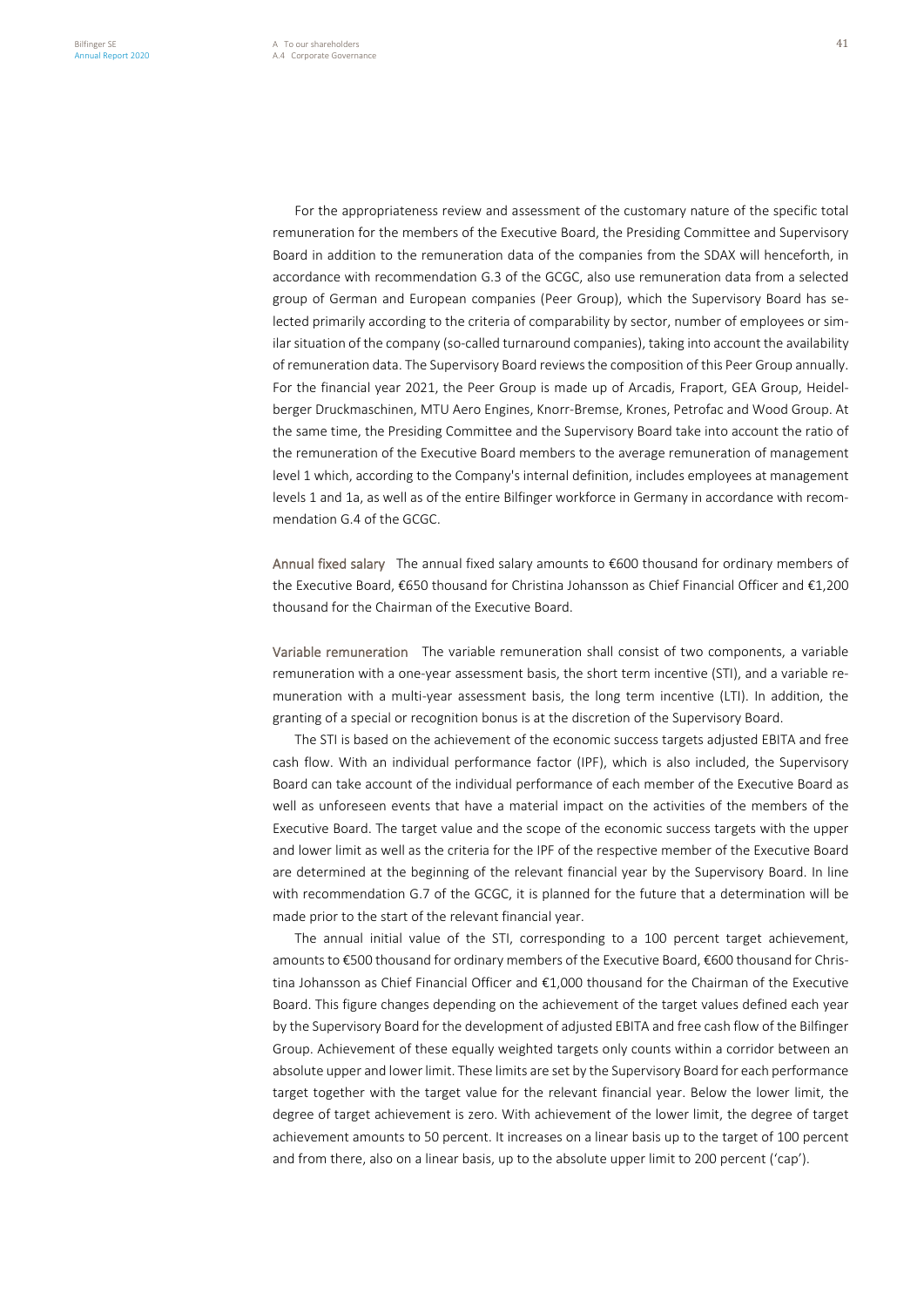For the appropriateness review and assessment of the customary nature of the specific total remuneration for the members of the Executive Board, the Presiding Committee and Supervisory Board in addition to the remuneration data of the companies from the SDAX will henceforth, in accordance with recommendation G.3 of the GCGC, also use remuneration data from a selected group of German and European companies (Peer Group), which the Supervisory Board has selected primarily according to the criteria of comparability by sector, number of employees or similar situation of the company (so-called turnaround companies), taking into account the availability of remuneration data. The Supervisory Board reviews the composition of this Peer Group annually. For the financial year 2021, the Peer Group is made up of Arcadis, Fraport, GEA Group, Heidelberger Druckmaschinen, MTU Aero Engines, Knorr-Bremse, Krones, Petrofac and Wood Group. At the same time, the Presiding Committee and the Supervisory Board take into account the ratio of the remuneration of the Executive Board members to the average remuneration of management level 1 which, according to the Company's internal definition, includes employees at management levels 1 and 1a, as well as of the entire Bilfinger workforce in Germany in accordance with recommendation G.4 of the GCGC.

**Annual fixed salary** The annual fixed salary amounts to €600 thousand for ordinary members of the Executive Board, €650 thousand for Christina Johansson as Chief Financial Officer and €1,200 thousand for the Chairman of the Executive Board.

**Variable remuneration** The variable remuneration shall consist of two components, a variable remuneration with a one-year assessment basis, the short term incentive (STI), and a variable remuneration with a multi-year assessment basis, the long term incentive (LTI). In addition, the granting of a special or recognition bonus is at the discretion of the Supervisory Board.

The STI is based on the achievement of the economic success targets adjusted EBITA and free cash flow. With an individual performance factor (IPF), which is also included, the Supervisory Board can take account of the individual performance of each member of the Executive Board as well as unforeseen events that have a material impact on the activities of the members of the Executive Board. The target value and the scope of the economic success targets with the upper and lower limit as well as the criteria for the IPF of the respective member of the Executive Board are determined at the beginning of the relevant financial year by the Supervisory Board. In line with recommendation G.7 of the GCGC, it is planned for the future that a determination will be made prior to the start of the relevant financial year.

The annual initial value of the STI, corresponding to a 100 percent target achievement, amounts to €500 thousand for ordinary members of the Executive Board, €600 thousand for Christina Johansson as Chief Financial Officer and €1,000 thousand for the Chairman of the Executive Board. This figure changes depending on the achievement of the target values defined each year by the Supervisory Board for the development of adjusted EBITA and free cash flow of the Bilfinger Group. Achievement of these equally weighted targets only counts within a corridor between an absolute upper and lower limit. These limits are set by the Supervisory Board for each performance target together with the target value for the relevant financial year. Below the lower limit, the degree of target achievement is zero. With achievement of the lower limit, the degree of target achievement amounts to 50 percent. It increases on a linear basis up to the target of 100 percent and from there, also on a linear basis, up to the absolute upper limit to 200 percent ('cap').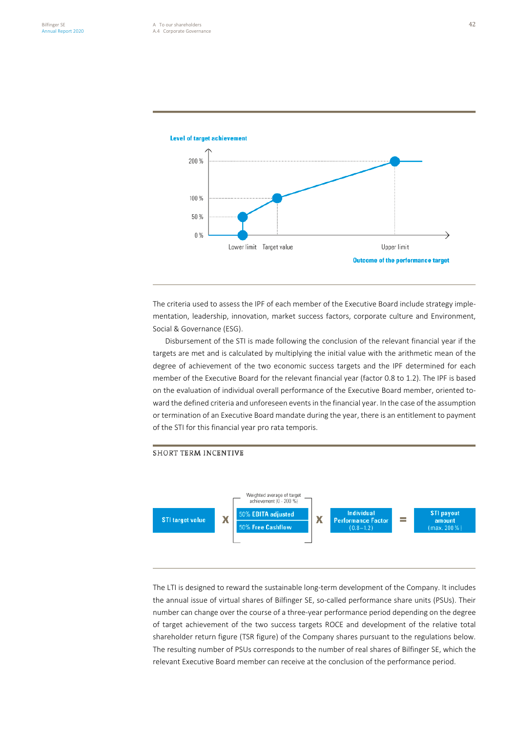Level of target achievement

200 %

100 %

50 %

0 %

Lower limit Target value Upper limit

Outcome of the performance target

The criteria used to assess the IPF of each member of the Executive Board include strategy implementation, leadership, innovation, market success factors, corporate culture and Environment, Social & Governance (ESG).

Disbursement of the STI is made following the conclusion of the relevant financial year if the targets are met and is calculated by multiplying the initial value with the arithmetic mean of the degree of achievement of the two economic success targets and the IPF determined for each member of the Executive Board for the relevant financial year (factor 0.8 to 1.2). The IPF is based on the evaluation of individual overall performance of the Executive Board member, oriented toward the defined criteria and unforeseen events in the financial year. In the case of the assumption or termination of an Executive Board mandate during the year, there is an entitlement to payment of the STI for this financial year pro rata temporis.

SHORT TERM INCENTIVE

STI target value X [Weighted average of target achievement (0 - 200 %): 50% EBITA adjusted, 50% Free Cashflow] X Individual Performance Factor (0.8–1.2) = STI payout amount (max. 200 %)

The LTI is designed to reward the sustainable long-term development of the Company. It includes the annual issue of virtual shares of Bilfinger SE, so-called performance share units (PSUs). Their number can change over the course of a three-year performance period depending on the degree of target achievement of the two success targets ROCE and development of the relative total shareholder return figure (TSR figure) of the Company shares pursuant to the regulations below. The resulting number of PSUs corresponds to the number of real shares of Bilfinger SE, which the relevant Executive Board member can receive at the conclusion of the performance period.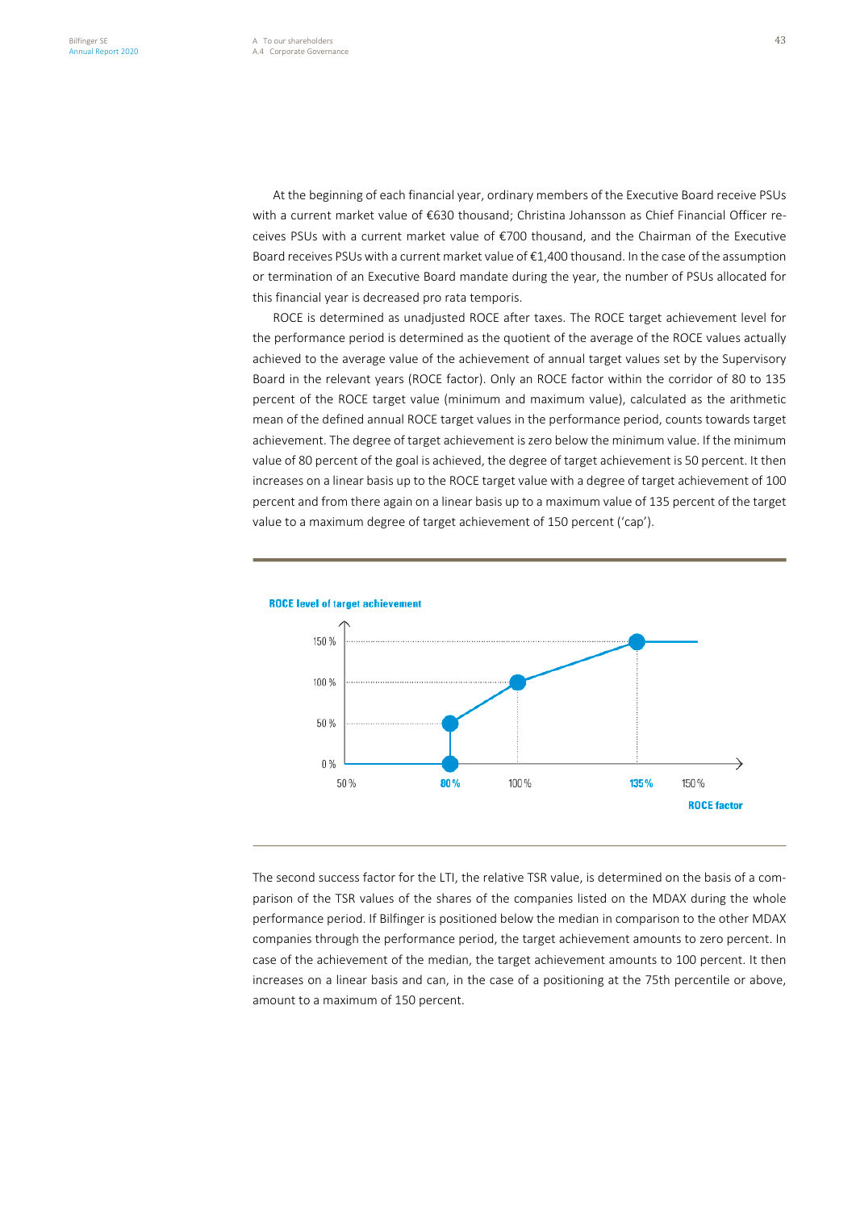At the beginning of each financial year, ordinary members of the Executive Board receive PSUs with a current market value of €630 thousand; Christina Johansson as Chief Financial Officer receives PSUs with a current market value of €700 thousand, and the Chairman of the Executive Board receives PSUs with a current market value of €1,400 thousand. In the case of the assumption or termination of an Executive Board mandate during the year, the number of PSUs allocated for this financial year is decreased pro rata temporis.

ROCE is determined as unadjusted ROCE after taxes. The ROCE target achievement level for the performance period is determined as the quotient of the average of the ROCE values actually achieved to the average value of the achievement of annual target values set by the Supervisory Board in the relevant years (ROCE factor). Only an ROCE factor within the corridor of 80 to 135 percent of the ROCE target value (minimum and maximum value), calculated as the arithmetic mean of the defined annual ROCE target values in the performance period, counts towards target achievement. The degree of target achievement is zero below the minimum value. If the minimum value of 80 percent of the goal is achieved, the degree of target achievement is 50 percent. It then increases on a linear basis up to the ROCE target value with a degree of target achievement of 100 percent and from there again on a linear basis up to a maximum value of 135 percent of the target value to a maximum degree of target achievement of 150 percent ('cap').

**ROCE level of target achievement**

150 %
100 %
50 %
0 %
50 % 80 % 100 % 135 % 150 %
**ROCE factor**

The second success factor for the LTI, the relative TSR value, is determined on the basis of a comparison of the TSR values of the shares of the companies listed on the MDAX during the whole performance period. If Bilfinger is positioned below the median in comparison to the other MDAX companies through the performance period, the target achievement amounts to zero percent. In case of the achievement of the median, the target achievement amounts to 100 percent. It then increases on a linear basis and can, in the case of a positioning at the 75th percentile or above, amount to a maximum of 150 percent.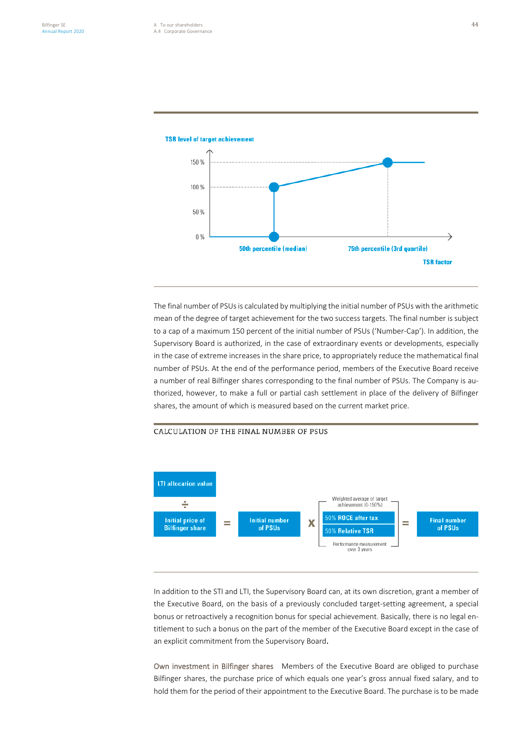TSR level of target achievement

150 %

100 %

50 %

0 %

50th percentile (median)

75th percentile (3rd quartile)

TSR factor

The final number of PSUs is calculated by multiplying the initial number of PSUs with the arithmetic mean of the degree of target achievement for the two success targets. The final number is subject to a cap of a maximum 150 percent of the initial number of PSUs ('Number-Cap'). In addition, the Supervisory Board is authorized, in the case of extraordinary events or developments, especially in the case of extreme increases in the share price, to appropriately reduce the mathematical final number of PSUs. At the end of the performance period, members of the Executive Board receive a number of real Bilfinger shares corresponding to the final number of PSUs. The Company is authorized, however, to make a full or partial cash settlement in place of the delivery of Bilfinger shares, the amount of which is measured based on the current market price.

## CALCULATION OF THE FINAL NUMBER OF PSUS

LTI allocation value ÷ Initial price of Bilfinger share = Initial number of PSUs X [Weighted average of target achievement (0-150%): 50% ROCE after tax, 50% Relative TSR; Performance measurement over 3 years] = Final number of PSUs

In addition to the STI and LTI, the Supervisory Board can, at its own discretion, grant a member of the Executive Board, on the basis of a previously concluded target-setting agreement, a special bonus or retroactively a recognition bonus for special achievement. Basically, there is no legal entitlement to such a bonus on the part of the member of the Executive Board except in the case of an explicit commitment from the Supervisory Board.

**Own investment in Bilfinger shares** Members of the Executive Board are obliged to purchase Bilfinger shares, the purchase price of which equals one year's gross annual fixed salary, and to hold them for the period of their appointment to the Executive Board. The purchase is to be made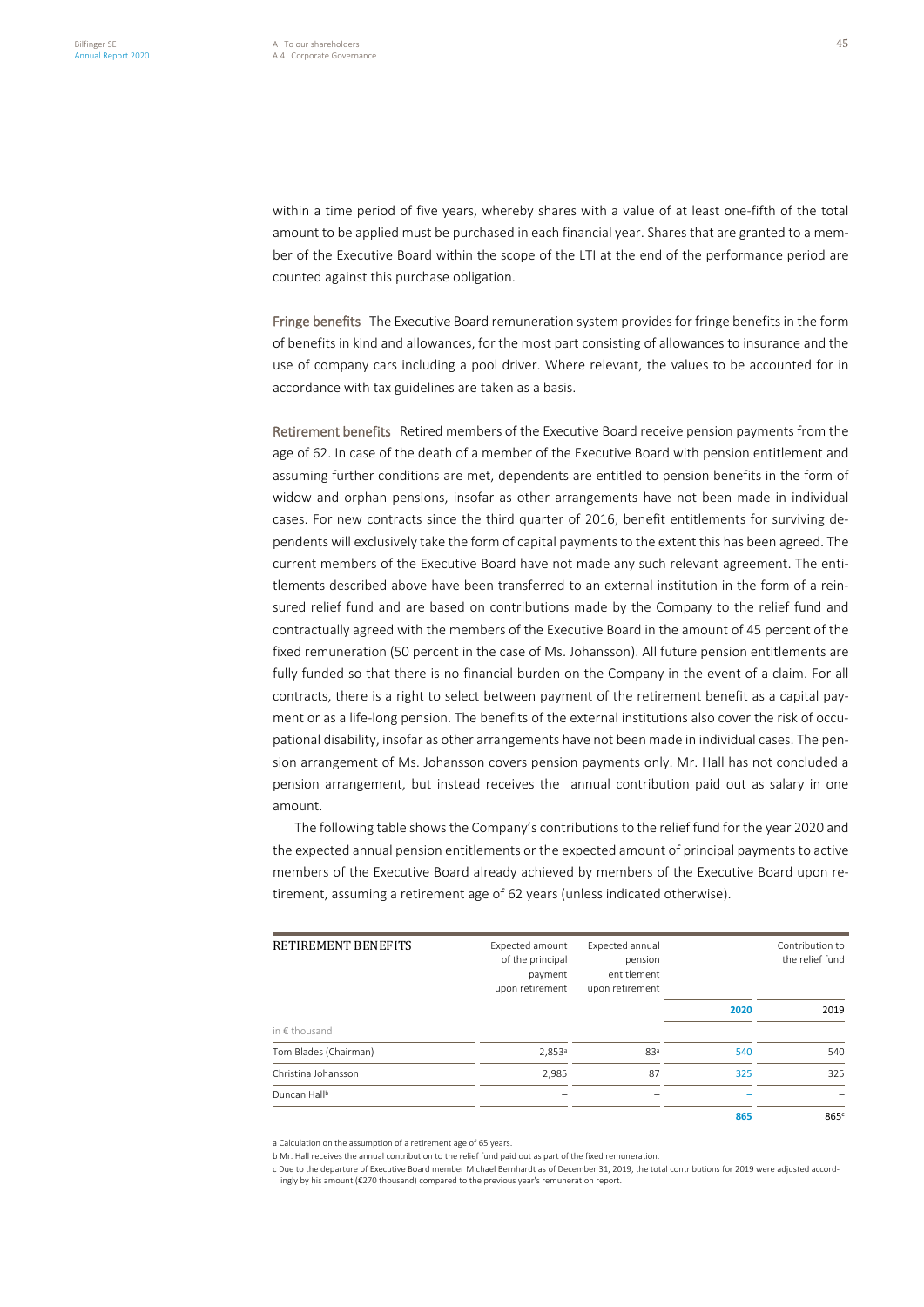within a time period of five years, whereby shares with a value of at least one-fifth of the total amount to be applied must be purchased in each financial year. Shares that are granted to a member of the Executive Board within the scope of the LTI at the end of the performance period are counted against this purchase obligation.

**Fringe benefits** The Executive Board remuneration system provides for fringe benefits in the form of benefits in kind and allowances, for the most part consisting of allowances to insurance and the use of company cars including a pool driver. Where relevant, the values to be accounted for in accordance with tax guidelines are taken as a basis.

**Retirement benefits** Retired members of the Executive Board receive pension payments from the age of 62. In case of the death of a member of the Executive Board with pension entitlement and assuming further conditions are met, dependents are entitled to pension benefits in the form of widow and orphan pensions, insofar as other arrangements have not been made in individual cases. For new contracts since the third quarter of 2016, benefit entitlements for surviving dependents will exclusively take the form of capital payments to the extent this has been agreed. The current members of the Executive Board have not made any such relevant agreement. The entitlements described above have been transferred to an external institution in the form of a reinsured relief fund and are based on contributions made by the Company to the relief fund and contractually agreed with the members of the Executive Board in the amount of 45 percent of the fixed remuneration (50 percent in the case of Ms. Johansson). All future pension entitlements are fully funded so that there is no financial burden on the Company in the event of a claim. For all contracts, there is a right to select between payment of the retirement benefit as a capital payment or as a life-long pension. The benefits of the external institutions also cover the risk of occupational disability, insofar as other arrangements have not been made in individual cases. The pension arrangement of Ms. Johansson covers pension payments only. Mr. Hall has not concluded a pension arrangement, but instead receives the annual contribution paid out as salary in one amount.

The following table shows the Company's contributions to the relief fund for the year 2020 and the expected annual pension entitlements or the expected amount of principal payments to active members of the Executive Board already achieved by members of the Executive Board upon retirement, assuming a retirement age of 62 years (unless indicated otherwise).

| RETIREMENT BENEFITS | Expected amount of the principal payment upon retirement | Expected annual pension entitlement upon retirement | Contribution to the relief fund | |
|---|---|---|---|---|
| | | | **2020** | 2019 |
| in € thousand | | | | |
| Tom Blades (Chairman) | 2,853[a] | 83[a] | 540 | 540 |
| Christina Johansson | 2,985 | 87 | 325 | 325 |
| Duncan Hall[b] | – | – | – | – |
| | | | **865** | 865[c] |

a Calculation on the assumption of a retirement age of 65 years.

b Mr. Hall receives the annual contribution to the relief fund paid out as part of the fixed remuneration.

c Due to the departure of Executive Board member Michael Bernhardt as of December 31, 2019, the total contributions for 2019 were adjusted accordingly by his amount (€270 thousand) compared to the previous year's remuneration report.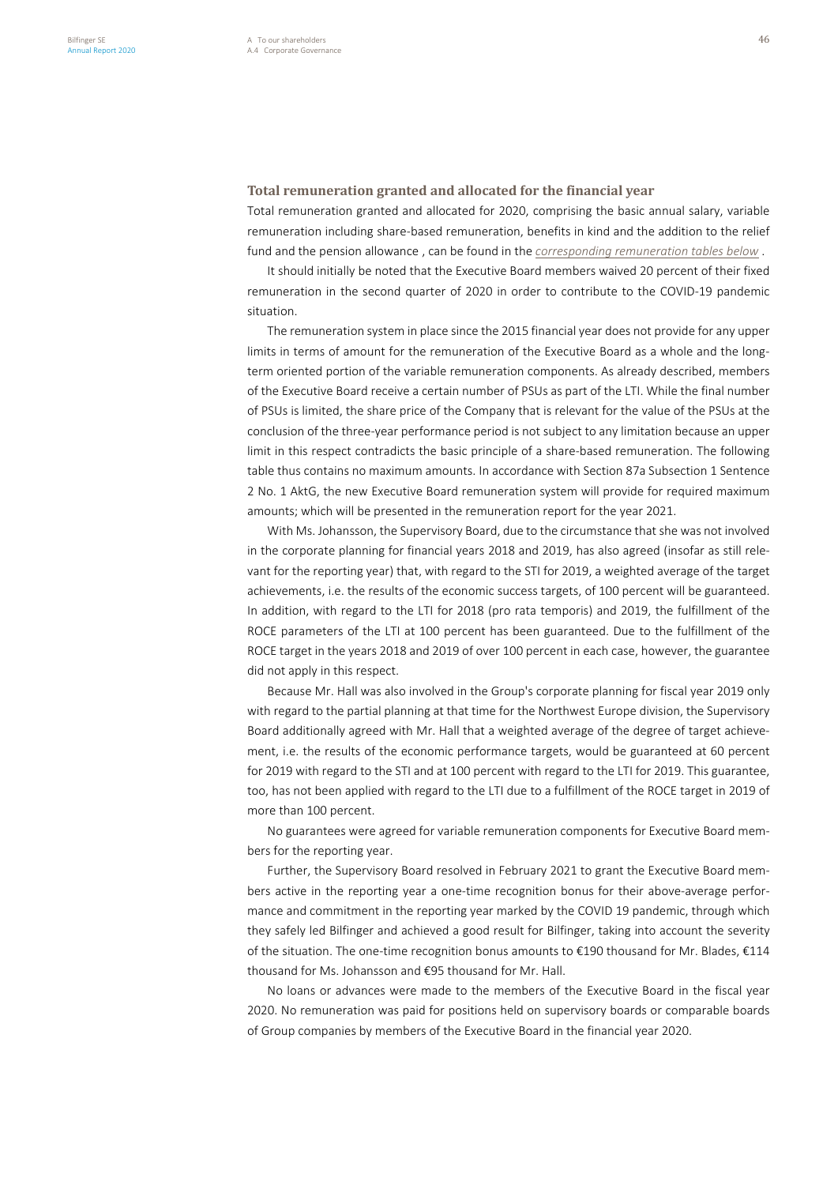### Total remuneration granted and allocated for the financial year

Total remuneration granted and allocated for 2020, comprising the basic annual salary, variable remuneration including share-based remuneration, benefits in kind and the addition to the relief fund and the pension allowance , can be found in the *corresponding remuneration tables below* .

It should initially be noted that the Executive Board members waived 20 percent of their fixed remuneration in the second quarter of 2020 in order to contribute to the COVID-19 pandemic situation.

The remuneration system in place since the 2015 financial year does not provide for any upper limits in terms of amount for the remuneration of the Executive Board as a whole and the long-term oriented portion of the variable remuneration components. As already described, members of the Executive Board receive a certain number of PSUs as part of the LTI. While the final number of PSUs is limited, the share price of the Company that is relevant for the value of the PSUs at the conclusion of the three-year performance period is not subject to any limitation because an upper limit in this respect contradicts the basic principle of a share-based remuneration. The following table thus contains no maximum amounts. In accordance with Section 87a Subsection 1 Sentence 2 No. 1 AktG, the new Executive Board remuneration system will provide for required maximum amounts; which will be presented in the remuneration report for the year 2021.

With Ms. Johansson, the Supervisory Board, due to the circumstance that she was not involved in the corporate planning for financial years 2018 and 2019, has also agreed (insofar as still relevant for the reporting year) that, with regard to the STI for 2019, a weighted average of the target achievements, i.e. the results of the economic success targets, of 100 percent will be guaranteed. In addition, with regard to the LTI for 2018 (pro rata temporis) and 2019, the fulfillment of the ROCE parameters of the LTI at 100 percent has been guaranteed. Due to the fulfillment of the ROCE target in the years 2018 and 2019 of over 100 percent in each case, however, the guarantee did not apply in this respect.

Because Mr. Hall was also involved in the Group's corporate planning for fiscal year 2019 only with regard to the partial planning at that time for the Northwest Europe division, the Supervisory Board additionally agreed with Mr. Hall that a weighted average of the degree of target achievement, i.e. the results of the economic performance targets, would be guaranteed at 60 percent for 2019 with regard to the STI and at 100 percent with regard to the LTI for 2019. This guarantee, too, has not been applied with regard to the LTI due to a fulfillment of the ROCE target in 2019 of more than 100 percent.

No guarantees were agreed for variable remuneration components for Executive Board members for the reporting year.

Further, the Supervisory Board resolved in February 2021 to grant the Executive Board members active in the reporting year a one-time recognition bonus for their above-average performance and commitment in the reporting year marked by the COVID 19 pandemic, through which they safely led Bilfinger and achieved a good result for Bilfinger, taking into account the severity of the situation. The one-time recognition bonus amounts to €190 thousand for Mr. Blades, €114 thousand for Ms. Johansson and €95 thousand for Mr. Hall.

No loans or advances were made to the members of the Executive Board in the fiscal year 2020. No remuneration was paid for positions held on supervisory boards or comparable boards of Group companies by members of the Executive Board in the financial year 2020.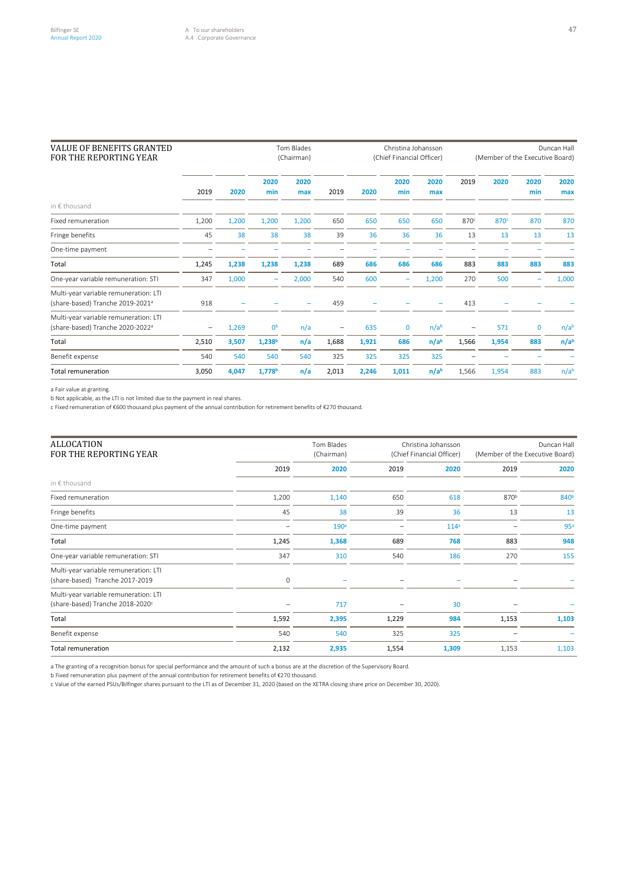## VALUE OF BENEFITS GRANTED FOR THE REPORTING YEAR

| in € thousand | Tom Blades (Chairman) | | | | Christina Johansson (Chief Financial Officer) | | | | Duncan Hall (Member of the Executive Board) | | | |
|---|---|---|---|---|---|---|---|---|---|---|---|---|
| | 2019 | 2020 | 2020 min | 2020 max | 2019 | 2020 | 2020 min | 2020 max | 2019 | 2020 | 2020 min | 2020 max |
| Fixed remuneration | 1,200 | 1,200 | 1,200 | 1,200 | 650 | 650 | 650 | 650 | 870[c] | 870[c] | 870 | 870 |
| Fringe benefits | 45 | 38 | 38 | 38 | 39 | 36 | 36 | 36 | 13 | 13 | 13 | 13 |
| One-time payment | – | – | – | – | – | – | – | – | – | – | – | – |
| Total | 1,245 | 1,238 | 1,238 | 1,238 | 689 | 686 | 686 | 686 | 883 | 883 | 883 | 883 |
| One-year variable remuneration: STI | 347 | 1,000 | – | 2,000 | 540 | 600 | – | 1,200 | 270 | 500 | – | 1,000 |
| Multi-year variable remuneration: LTI (share-based) Tranche 2019-2021[a] | 918 | – | – | – | 459 | – | – | – | 413 | – | – | – |
| Multi-year variable remuneration: LTI (share-based) Tranche 2020-2022[a] | – | 1,269 | 0[b] | n/a | – | 635 | 0 | n/a[b] | – | 571 | 0 | n/a[b] |
| Total | 2,510 | 3,507 | 1,238[b] | n/a | 1,688 | 1,921 | 686 | n/a[b] | 1,566 | 1,954 | 883 | n/a[b] |
| Benefit expense | 540 | 540 | 540 | 540 | 325 | 325 | 325 | 325 | – | – | – | – |
| Total remuneration | 3,050 | 4,047 | 1,778[b] | n/a | 2,013 | 2,246 | 1,011 | n/a[b] | 1,566 | 1,954 | 883 | n/a[b] |

a Fair value at granting.
b Not applicable, as the LTI is not limited due to the payment in real shares.
c Fixed remuneration of €600 thousand plus payment of the annual contribution for retirement benefits of €270 thousand.

## ALLOCATION FOR THE REPORTING YEAR

| in € thousand | Tom Blades (Chairman) | | Christina Johansson (Chief Financial Officer) | | Duncan Hall (Member of the Executive Board) | |
|---|---|---|---|---|---|---|
| | 2019 | 2020 | 2019 | 2020 | 2019 | 2020 |
| Fixed remuneration | 1,200 | 1,140 | 650 | 618 | 870[b] | 840[b] |
| Fringe benefits | 45 | 38 | 39 | 36 | 13 | 13 |
| One-time payment | – | 190[a] | – | 114[a] | – | 95[a] |
| Total | 1,245 | 1,368 | 689 | 768 | 883 | 948 |
| One-year variable remuneration: STI | 347 | 310 | 540 | 186 | 270 | 155 |
| Multi-year variable remuneration: LTI (share-based) Tranche 2017-2019 | 0 | – | – | – | – | – |
| Multi-year variable remuneration: LTI (share-based) Tranche 2018-2020[c] | – | 717 | – | 30 | – | – |
| Total | 1,592 | 2,395 | 1,229 | 984 | 1,153 | 1,103 |
| Benefit expense | 540 | 540 | 325 | 325 | – | – |
| Total remuneration | 2,132 | 2,935 | 1,554 | 1,309 | 1,153 | 1,103 |

a The granting of a recognition bonus for special performance and the amount of such a bonus are at the discretion of the Supervisory Board.
b Fixed remuneration plus payment of the annual contribution for retirement benefits of €270 thousand.
c Value of the earned PSUs/Bilfinger shares pursuant to the LTI as of December 31, 2020 (based on the XETRA closing share price on December 30, 2020).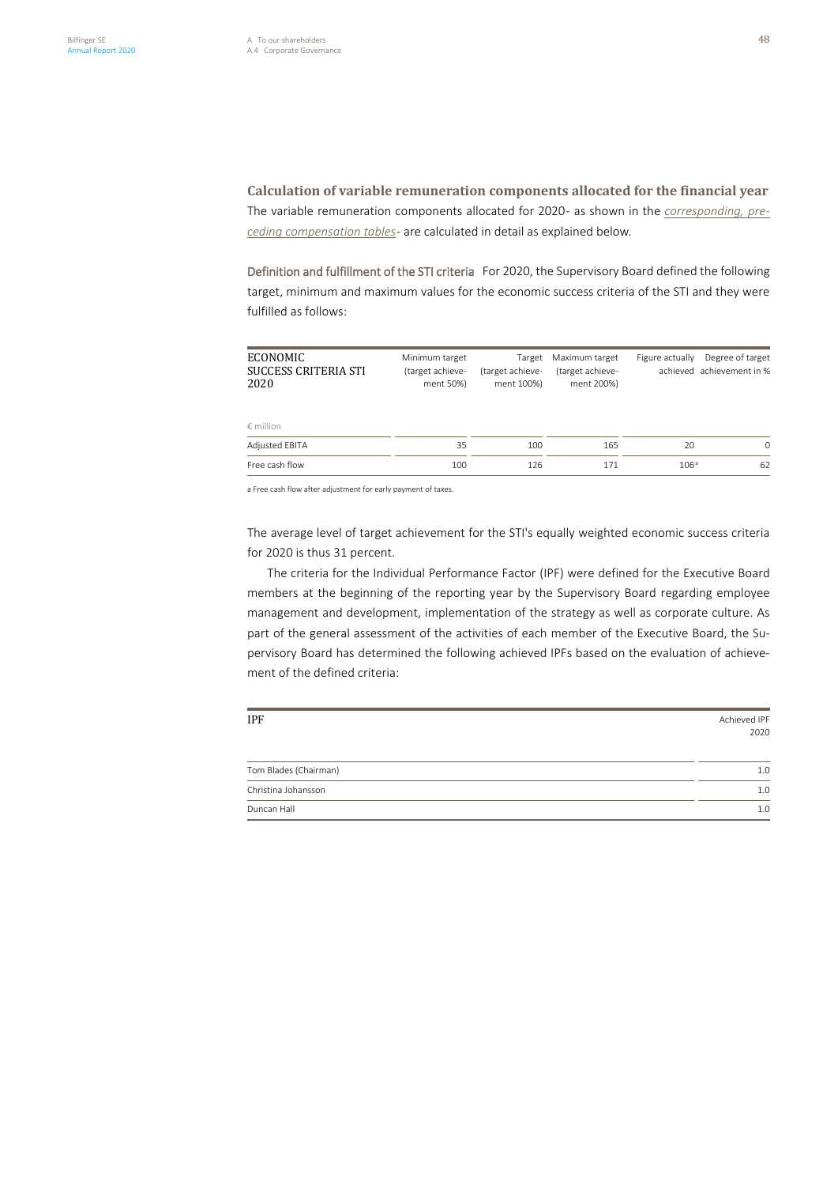### Calculation of variable remuneration components allocated for the financial year

The variable remuneration components allocated for 2020- as shown in the *corresponding, preceding compensation tables*- are calculated in detail as explained below.

**Definition and fulfillment of the STI criteria** For 2020, the Supervisory Board defined the following target, minimum and maximum values for the economic success criteria of the STI and they were fulfilled as follows:

| ECONOMIC SUCCESS CRITERIA STI 2020 | Minimum target (target achievement 50%) | Target (target achievement 100%) | Maximum target (target achievement 200%) | Figure actually achieved | Degree of target achievement in % |
|---|---|---|---|---|---|
| € million | | | | | |
| Adjusted EBITA | 35 | 100 | 165 | 20 | 0 |
| Free cash flow | 100 | 126 | 171 | 106[a] | 62 |

a Free cash flow after adjustment for early payment of taxes.

The average level of target achievement for the STI's equally weighted economic success criteria for 2020 is thus 31 percent.

The criteria for the Individual Performance Factor (IPF) were defined for the Executive Board members at the beginning of the reporting year by the Supervisory Board regarding employee management and development, implementation of the strategy as well as corporate culture. As part of the general assessment of the activities of each member of the Executive Board, the Supervisory Board has determined the following achieved IPFs based on the evaluation of achievement of the defined criteria:

| IPF | Achieved IPF 2020 |
|---|---|
| Tom Blades (Chairman) | 1.0 |
| Christina Johansson | 1.0 |
| Duncan Hall | 1.0 |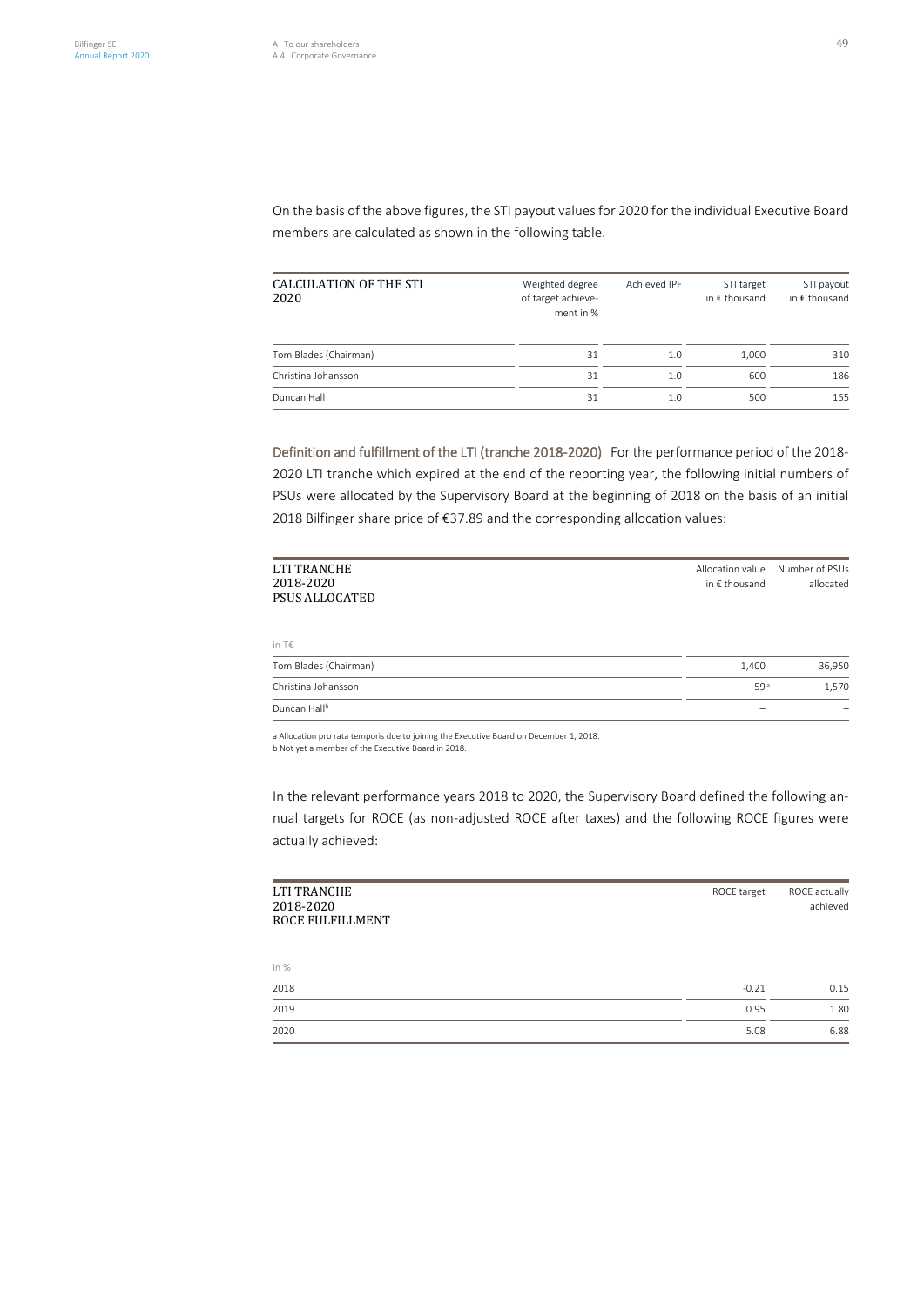On the basis of the above figures, the STI payout values for 2020 for the individual Executive Board members are calculated as shown in the following table.

| CALCULATION OF THE STI 2020 | Weighted degree of target achievement in % | Achieved IPF | STI target in € thousand | STI payout in € thousand |
|---|---|---|---|---|
| Tom Blades (Chairman) | 31 | 1.0 | 1,000 | 310 |
| Christina Johansson | 31 | 1.0 | 600 | 186 |
| Duncan Hall | 31 | 1.0 | 500 | 155 |

**Definition and fulfillment of the LTI (tranche 2018-2020)** For the performance period of the 2018-2020 LTI tranche which expired at the end of the reporting year, the following initial numbers of PSUs were allocated by the Supervisory Board at the beginning of 2018 on the basis of an initial 2018 Bilfinger share price of €37.89 and the corresponding allocation values:

| LTI TRANCHE 2018-2020 PSUS ALLOCATED | Allocation value in € thousand | Number of PSUs allocated |
|---|---|---|
| in T€ | | |
| Tom Blades (Chairman) | 1,400 | 36,950 |
| Christina Johansson | 59[a] | 1,570 |
| Duncan Hall[b] | – | – |

a Allocation pro rata temporis due to joining the Executive Board on December 1, 2018.
b Not yet a member of the Executive Board in 2018.

In the relevant performance years 2018 to 2020, the Supervisory Board defined the following annual targets for ROCE (as non-adjusted ROCE after taxes) and the following ROCE figures were actually achieved:

| LTI TRANCHE 2018-2020 ROCE FULFILLMENT | ROCE target | ROCE actually achieved |
|---|---|---|
| in % | | |
| 2018 | -0.21 | 0.15 |
| 2019 | 0.95 | 1.80 |
| 2020 | 5.08 | 6.88 |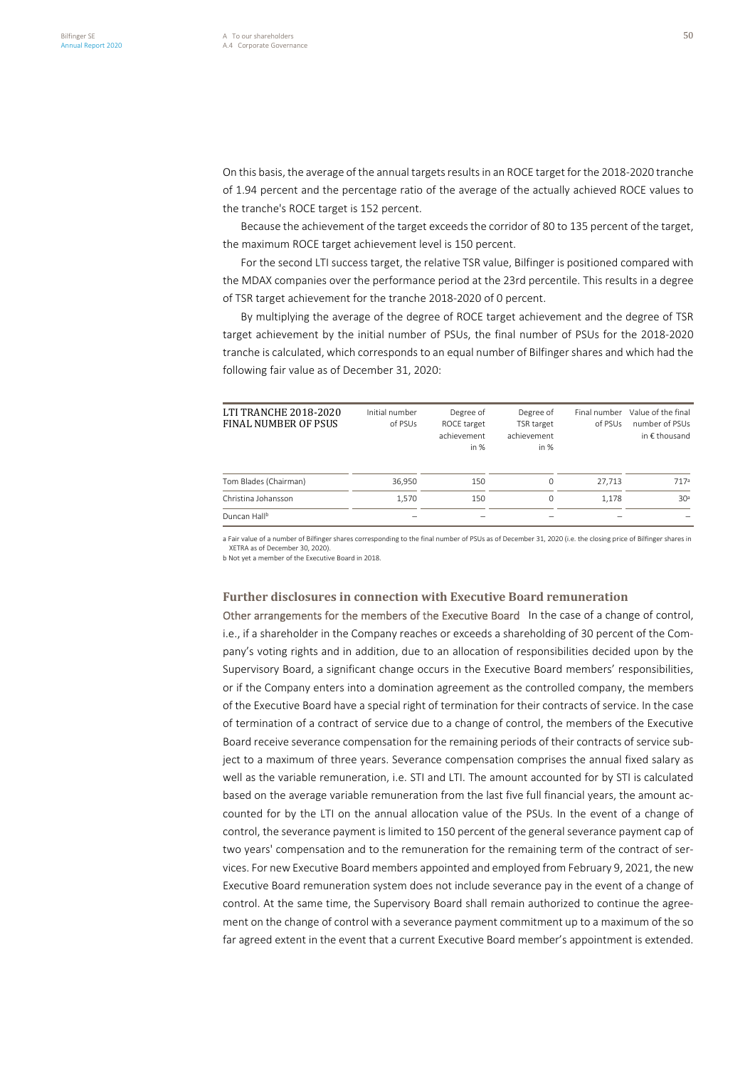On this basis, the average of the annual targets results in an ROCE target for the 2018-2020 tranche of 1.94 percent and the percentage ratio of the average of the actually achieved ROCE values to the tranche's ROCE target is 152 percent.

Because the achievement of the target exceeds the corridor of 80 to 135 percent of the target, the maximum ROCE target achievement level is 150 percent.

For the second LTI success target, the relative TSR value, Bilfinger is positioned compared with the MDAX companies over the performance period at the 23rd percentile. This results in a degree of TSR target achievement for the tranche 2018-2020 of 0 percent.

By multiplying the average of the degree of ROCE target achievement and the degree of TSR target achievement by the initial number of PSUs, the final number of PSUs for the 2018-2020 tranche is calculated, which corresponds to an equal number of Bilfinger shares and which had the following fair value as of December 31, 2020:

| LTI TRANCHE 2018-2020 FINAL NUMBER OF PSUS | Initial number of PSUs | Degree of ROCE target achievement in % | Degree of TSR target achievement in % | Final number of PSUs | Value of the final number of PSUs in € thousand |
|---|---|---|---|---|---|
| Tom Blades (Chairman) | 36,950 | 150 | 0 | 27,713 | 717[a] |
| Christina Johansson | 1,570 | 150 | 0 | 1,178 | 30[a] |
| Duncan Hall[b] | – | – | – | – | – |

a Fair value of a number of Bilfinger shares corresponding to the final number of PSUs as of December 31, 2020 (i.e. the closing price of Bilfinger shares in XETRA as of December 30, 2020).

b Not yet a member of the Executive Board in 2018.

## Further disclosures in connection with Executive Board remuneration

**Other arrangements for the members of the Executive Board** In the case of a change of control, i.e., if a shareholder in the Company reaches or exceeds a shareholding of 30 percent of the Company's voting rights and in addition, due to an allocation of responsibilities decided upon by the Supervisory Board, a significant change occurs in the Executive Board members' responsibilities, or if the Company enters into a domination agreement as the controlled company, the members of the Executive Board have a special right of termination for their contracts of service. In the case of termination of a contract of service due to a change of control, the members of the Executive Board receive severance compensation for the remaining periods of their contracts of service subject to a maximum of three years. Severance compensation comprises the annual fixed salary as well as the variable remuneration, i.e. STI and LTI. The amount accounted for by STI is calculated based on the average variable remuneration from the last five full financial years, the amount accounted for by the LTI on the annual allocation value of the PSUs. In the event of a change of control, the severance payment is limited to 150 percent of the general severance payment cap of two years' compensation and to the remuneration for the remaining term of the contract of services. For new Executive Board members appointed and employed from February 9, 2021, the new Executive Board remuneration system does not include severance pay in the event of a change of control. At the same time, the Supervisory Board shall remain authorized to continue the agreement on the change of control with a severance payment commitment up to a maximum of the so far agreed extent in the event that a current Executive Board member's appointment is extended.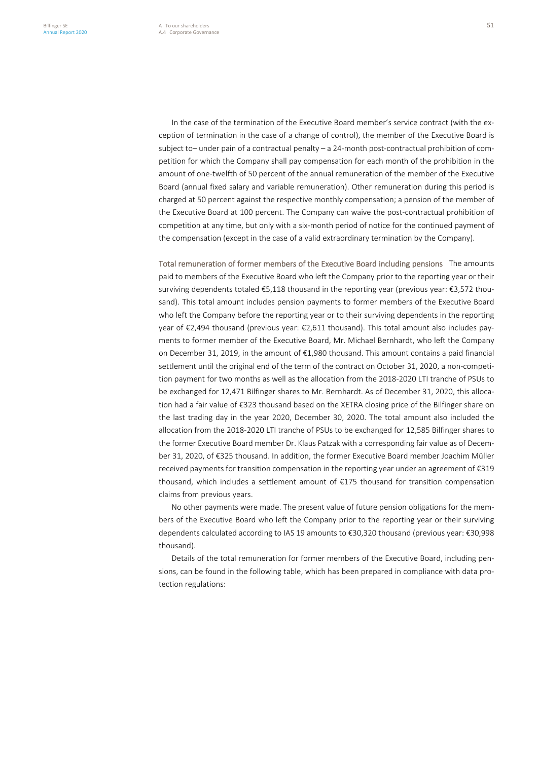In the case of the termination of the Executive Board member's service contract (with the exception of termination in the case of a change of control), the member of the Executive Board is subject to– under pain of a contractual penalty – a 24-month post-contractual prohibition of competition for which the Company shall pay compensation for each month of the prohibition in the amount of one-twelfth of 50 percent of the annual remuneration of the member of the Executive Board (annual fixed salary and variable remuneration). Other remuneration during this period is charged at 50 percent against the respective monthly compensation; a pension of the member of the Executive Board at 100 percent. The Company can waive the post-contractual prohibition of competition at any time, but only with a six-month period of notice for the continued payment of the compensation (except in the case of a valid extraordinary termination by the Company).

**Total remuneration of former members of the Executive Board including pensions** The amounts paid to members of the Executive Board who left the Company prior to the reporting year or their surviving dependents totaled €5,118 thousand in the reporting year (previous year: €3,572 thousand). This total amount includes pension payments to former members of the Executive Board who left the Company before the reporting year or to their surviving dependents in the reporting year of €2,494 thousand (previous year: €2,611 thousand). This total amount also includes payments to former member of the Executive Board, Mr. Michael Bernhardt, who left the Company on December 31, 2019, in the amount of €1,980 thousand. This amount contains a paid financial settlement until the original end of the term of the contract on October 31, 2020, a non-competition payment for two months as well as the allocation from the 2018-2020 LTI tranche of PSUs to be exchanged for 12,471 Bilfinger shares to Mr. Bernhardt. As of December 31, 2020, this allocation had a fair value of €323 thousand based on the XETRA closing price of the Bilfinger share on the last trading day in the year 2020, December 30, 2020. The total amount also included the allocation from the 2018-2020 LTI tranche of PSUs to be exchanged for 12,585 Bilfinger shares to the former Executive Board member Dr. Klaus Patzak with a corresponding fair value as of December 31, 2020, of €325 thousand. In addition, the former Executive Board member Joachim Müller received payments for transition compensation in the reporting year under an agreement of €319 thousand, which includes a settlement amount of €175 thousand for transition compensation claims from previous years.

No other payments were made. The present value of future pension obligations for the members of the Executive Board who left the Company prior to the reporting year or their surviving dependents calculated according to IAS 19 amounts to €30,320 thousand (previous year: €30,998 thousand).

Details of the total remuneration for former members of the Executive Board, including pensions, can be found in the following table, which has been prepared in compliance with data protection regulations: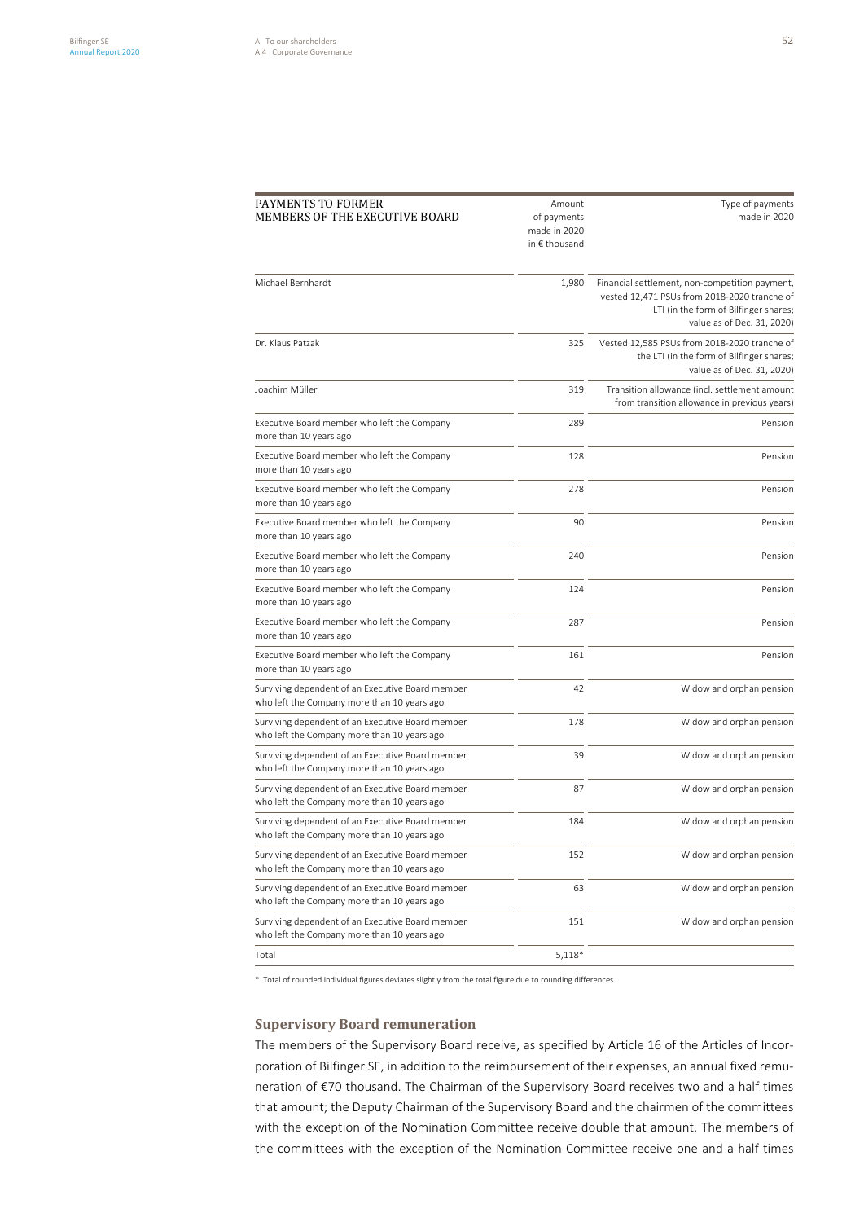| PAYMENTS TO FORMER MEMBERS OF THE EXECUTIVE BOARD | Amount of payments made in 2020 in € thousand | Type of payments made in 2020 |
| --- | --- | --- |
| Michael Bernhardt | 1,980 | Financial settlement, non-competition payment, vested 12,471 PSUs from 2018-2020 tranche of LTI (in the form of Bilfinger shares; value as of Dec. 31, 2020) |
| Dr. Klaus Patzak | 325 | Vested 12,585 PSUs from 2018-2020 tranche of the LTI (in the form of Bilfinger shares; value as of Dec. 31, 2020) |
| Joachim Müller | 319 | Transition allowance (incl. settlement amount from transition allowance in previous years) |
| Executive Board member who left the Company more than 10 years ago | 289 | Pension |
| Executive Board member who left the Company more than 10 years ago | 128 | Pension |
| Executive Board member who left the Company more than 10 years ago | 278 | Pension |
| Executive Board member who left the Company more than 10 years ago | 90 | Pension |
| Executive Board member who left the Company more than 10 years ago | 240 | Pension |
| Executive Board member who left the Company more than 10 years ago | 124 | Pension |
| Executive Board member who left the Company more than 10 years ago | 287 | Pension |
| Executive Board member who left the Company more than 10 years ago | 161 | Pension |
| Surviving dependent of an Executive Board member who left the Company more than 10 years ago | 42 | Widow and orphan pension |
| Surviving dependent of an Executive Board member who left the Company more than 10 years ago | 178 | Widow and orphan pension |
| Surviving dependent of an Executive Board member who left the Company more than 10 years ago | 39 | Widow and orphan pension |
| Surviving dependent of an Executive Board member who left the Company more than 10 years ago | 87 | Widow and orphan pension |
| Surviving dependent of an Executive Board member who left the Company more than 10 years ago | 184 | Widow and orphan pension |
| Surviving dependent of an Executive Board member who left the Company more than 10 years ago | 152 | Widow and orphan pension |
| Surviving dependent of an Executive Board member who left the Company more than 10 years ago | 63 | Widow and orphan pension |
| Surviving dependent of an Executive Board member who left the Company more than 10 years ago | 151 | Widow and orphan pension |
| Total | 5,118* | |

\* Total of rounded individual figures deviates slightly from the total figure due to rounding differences

### Supervisory Board remuneration

The members of the Supervisory Board receive, as specified by Article 16 of the Articles of Incorporation of Bilfinger SE, in addition to the reimbursement of their expenses, an annual fixed remuneration of €70 thousand. The Chairman of the Supervisory Board receives two and a half times that amount; the Deputy Chairman of the Supervisory Board and the chairmen of the committees with the exception of the Nomination Committee receive double that amount. The members of the committees with the exception of the Nomination Committee receive one and a half times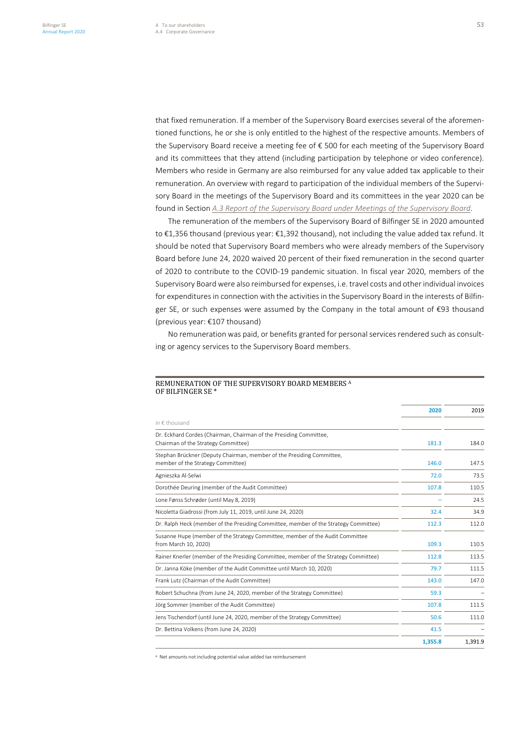that fixed remuneration. If a member of the Supervisory Board exercises several of the aforementioned functions, he or she is only entitled to the highest of the respective amounts. Members of the Supervisory Board receive a meeting fee of € 500 for each meeting of the Supervisory Board and its committees that they attend (including participation by telephone or video conference). Members who reside in Germany are also reimbursed for any value added tax applicable to their remuneration. An overview with regard to participation of the individual members of the Supervisory Board in the meetings of the Supervisory Board and its committees in the year 2020 can be found in Section *A.3 Report of the Supervisory Board under Meetings of the Supervisory Board*.

The remuneration of the members of the Supervisory Board of Bilfinger SE in 2020 amounted to €1,356 thousand (previous year: €1,392 thousand), not including the value added tax refund. It should be noted that Supervisory Board members who were already members of the Supervisory Board before June 24, 2020 waived 20 percent of their fixed remuneration in the second quarter of 2020 to contribute to the COVID-19 pandemic situation. In fiscal year 2020, members of the Supervisory Board were also reimbursed for expenses, i.e. travel costs and other individual invoices for expenditures in connection with the activities in the Supervisory Board in the interests of Bilfinger SE, or such expenses were assumed by the Company in the total amount of €93 thousand (previous year: €107 thousand)

No remuneration was paid, or benefits granted for personal services rendered such as consulting or agency services to the Supervisory Board members.

### REMUNERATION OF THE SUPERVISORY BOARD MEMBERS [A] OF BILFINGER SE *

| in € thousand | 2020 | 2019 |
|---|---|---|
| Dr. Eckhard Cordes (Chairman, Chairman of the Presiding Committee, Chairman of the Strategy Committee) | 181.3 | 184.0 |
| Stephan Brückner (Deputy Chairman, member of the Presiding Committee, member of the Strategy Committee) | 146.0 | 147.5 |
| Agnieszka Al-Selwi | 72.0 | 73.5 |
| Dorothée Deuring (member of the Audit Committee) | 107.8 | 110.5 |
| Lone Fønss Schrøder (until May 8, 2019) | – | 24.5 |
| Nicoletta Giadrossi (from July 11, 2019, until June 24, 2020) | 32.4 | 34.9 |
| Dr. Ralph Heck (member of the Presiding Committee, member of the Strategy Committee) | 112.3 | 112.0 |
| Susanne Hupe (member of the Strategy Committee, member of the Audit Committee from March 10, 2020) | 109.3 | 110.5 |
| Rainer Knerler (member of the Presiding Committee, member of the Strategy Committee) | 112.8 | 113.5 |
| Dr. Janna Köke (member of the Audit Committee until March 10, 2020) | 79.7 | 111.5 |
| Frank Lutz (Chairman of the Audit Committee) | 143.0 | 147.0 |
| Robert Schuchna (from June 24, 2020, member of the Strategy Committee) | 59.3 | – |
| Jörg Sommer (member of the Audit Committee) | 107.8 | 111.5 |
| Jens Tischendorf (until June 24, 2020, member of the Strategy Committee) | 50.6 | 111.0 |
| Dr. Bettina Volkens (from June 24, 2020) | 41.5 | – |
| | **1,355.8** | 1,391.9 |

[a] Net amounts not including potential value added tax reimbursement